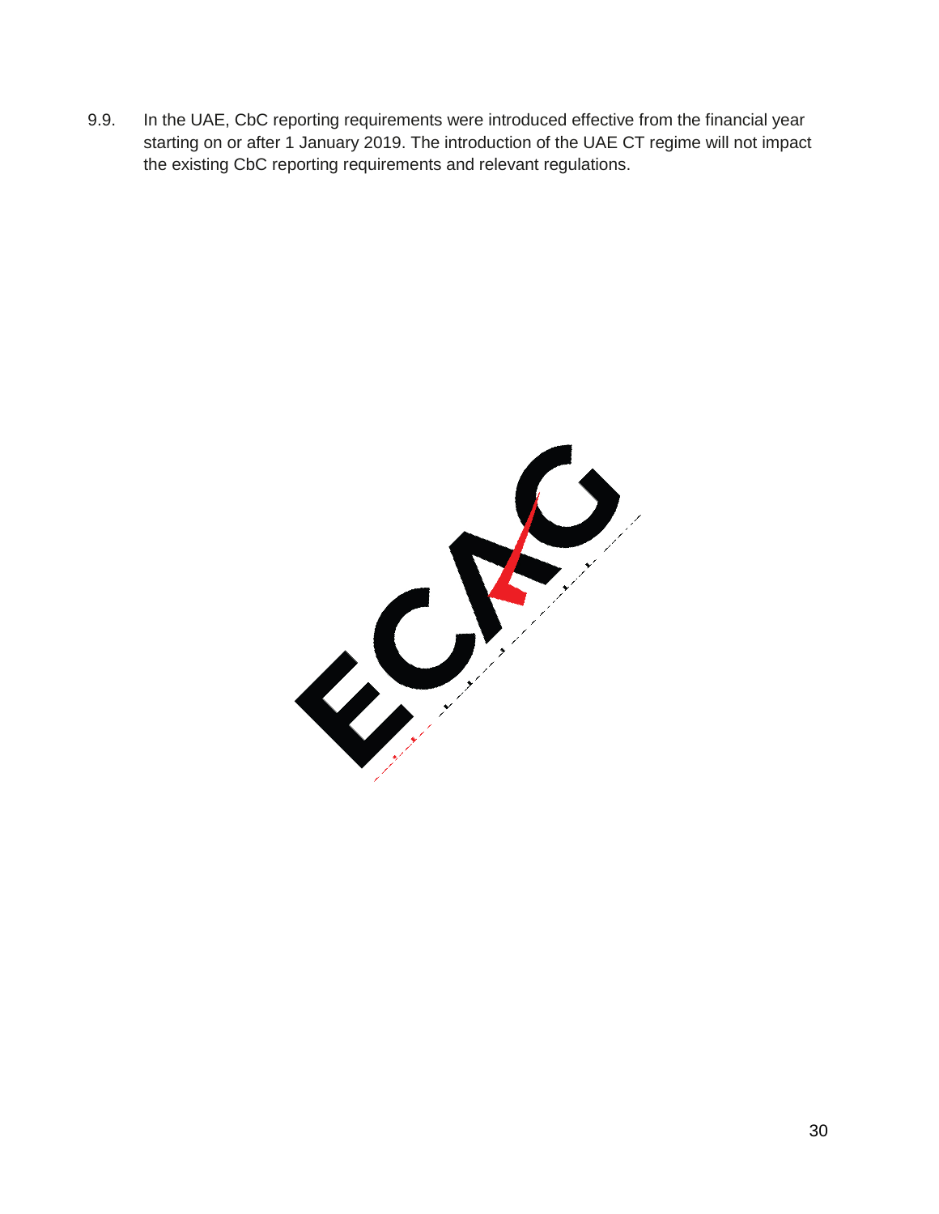9.9. In the UAE, CbC reporting requirements were introduced effective from the financial year starting on or after 1 January 2019. The introduction of the UAE CT regime will not impact the existing CbC reporting requirements and relevant regulations.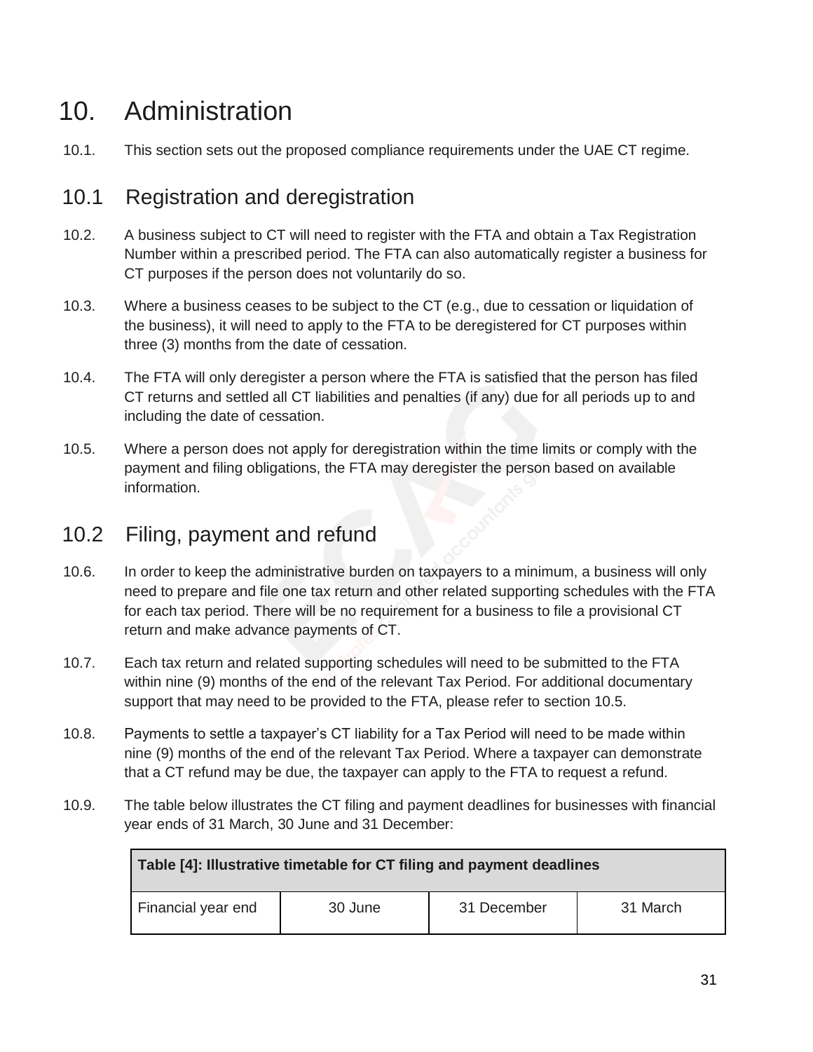# 10. Administration

10.1. This section sets out the proposed compliance requirements under the UAE CT regime.

## 10.1 Registration and deregistration

10.2. A business subject to CT will need to register with the FTA and obtain a Tax Registration Number within a prescribed period. The FTA can also automatically register a business for CT purposes if the person does not voluntarily do so.

10.3. Where a business ceases to be subject to the CT (e.g., due to cessation or liquidation of the business), it will need to apply to the FTA to be deregistered for CT purposes within three (3) months from the date of cessation.

10.4. The FTA will only deregister a person where the FTA is satisfied that the person has filed CT returns and settled all CT liabilities and penalties (if any) due for all periods up to and including the date of cessation.

10.5. Where a person does not apply for deregistration within the time limits or comply with the payment and filing obligations, the FTA may deregister the person based on available information.

## 10.2 Filing, payment and refund

10.6. In order to keep the administrative burden on taxpayers to a minimum, a business will only need to prepare and file one tax return and other related supporting schedules with the FTA for each tax period. There will be no requirement for a business to file a provisional CT return and make advance payments of CT.

10.7. Each tax return and related supporting schedules will need to be submitted to the FTA within nine (9) months of the end of the relevant Tax Period. For additional documentary support that may need to be provided to the FTA, please refer to section 10.5.

10.8. Payments to settle a taxpayer's CT liability for a Tax Period will need to be made within nine (9) months of the end of the relevant Tax Period. Where a taxpayer can demonstrate that a CT refund may be due, the taxpayer can apply to the FTA to request a refund.

10.9. The table below illustrates the CT filing and payment deadlines for businesses with financial year ends of 31 March, 30 June and 31 December:

| **Table [4]: Illustrative timetable for CT filing and payment deadlines** | | | |
|---|---|---|---|
| Financial year end | 30 June | 31 December | 31 March |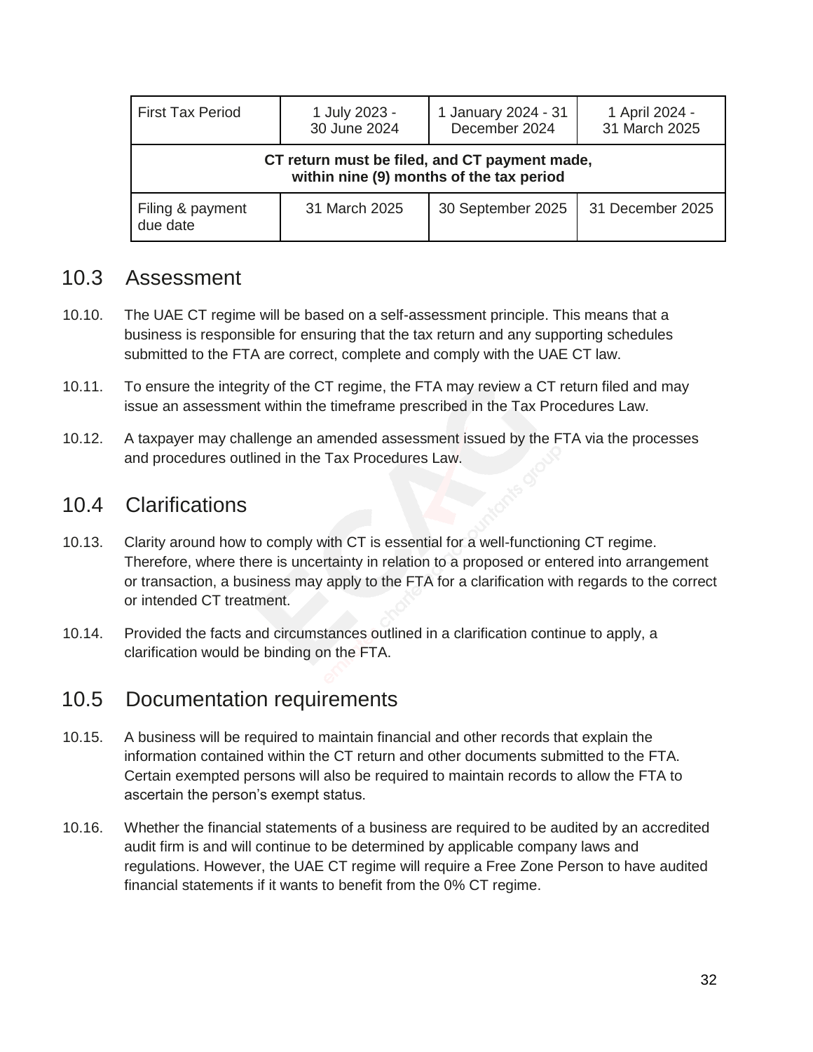| First Tax Period | 1 July 2023 - 30 June 2024 | 1 January 2024 - 31 December 2024 | 1 April 2024 - 31 March 2025 |
|---|---|---|---|
| **CT return must be filed, and CT payment made, within nine (9) months of the tax period** | | | |
| Filing & payment due date | 31 March 2025 | 30 September 2025 | 31 December 2025 |

## 10.3 Assessment

10.10. The UAE CT regime will be based on a self-assessment principle. This means that a business is responsible for ensuring that the tax return and any supporting schedules submitted to the FTA are correct, complete and comply with the UAE CT law.

10.11. To ensure the integrity of the CT regime, the FTA may review a CT return filed and may issue an assessment within the timeframe prescribed in the Tax Procedures Law.

10.12. A taxpayer may challenge an amended assessment issued by the FTA via the processes and procedures outlined in the Tax Procedures Law.

## 10.4 Clarifications

10.13. Clarity around how to comply with CT is essential for a well-functioning CT regime. Therefore, where there is uncertainty in relation to a proposed or entered into arrangement or transaction, a business may apply to the FTA for a clarification with regards to the correct or intended CT treatment.

10.14. Provided the facts and circumstances outlined in a clarification continue to apply, a clarification would be binding on the FTA.

## 10.5 Documentation requirements

10.15. A business will be required to maintain financial and other records that explain the information contained within the CT return and other documents submitted to the FTA. Certain exempted persons will also be required to maintain records to allow the FTA to ascertain the person's exempt status.

10.16. Whether the financial statements of a business are required to be audited by an accredited audit firm is and will continue to be determined by applicable company laws and regulations. However, the UAE CT regime will require a Free Zone Person to have audited financial statements if it wants to benefit from the 0% CT regime.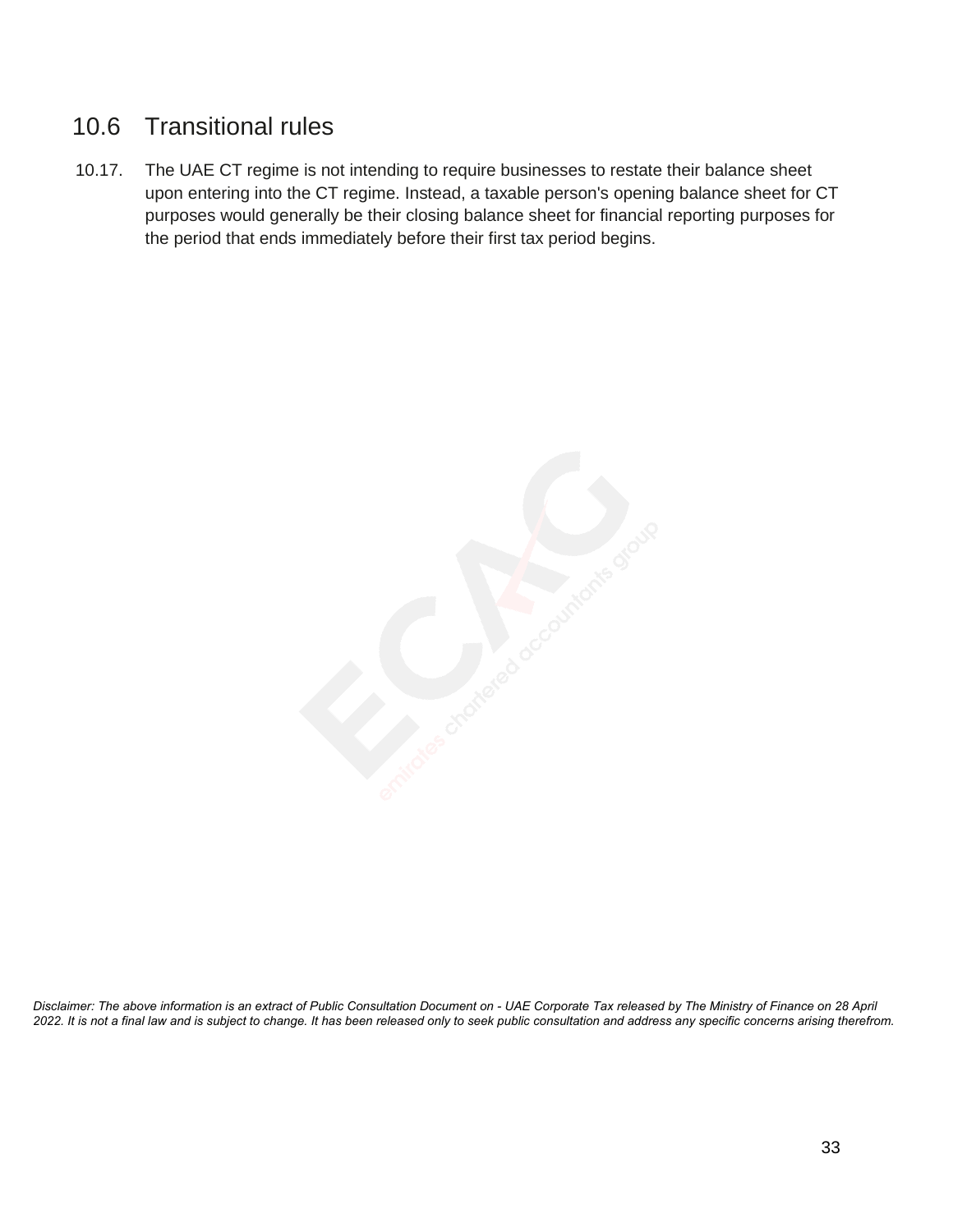## 10.6 Transitional rules

10.17. The UAE CT regime is not intending to require businesses to restate their balance sheet upon entering into the CT regime. Instead, a taxable person's opening balance sheet for CT purposes would generally be their closing balance sheet for financial reporting purposes for the period that ends immediately before their first tax period begins.

*Disclaimer: The above information is an extract of Public Consultation Document on - UAE Corporate Tax released by The Ministry of Finance on 28 April 2022. It is not a final law and is subject to change. It has been released only to seek public consultation and address any specific concerns arising therefrom.*